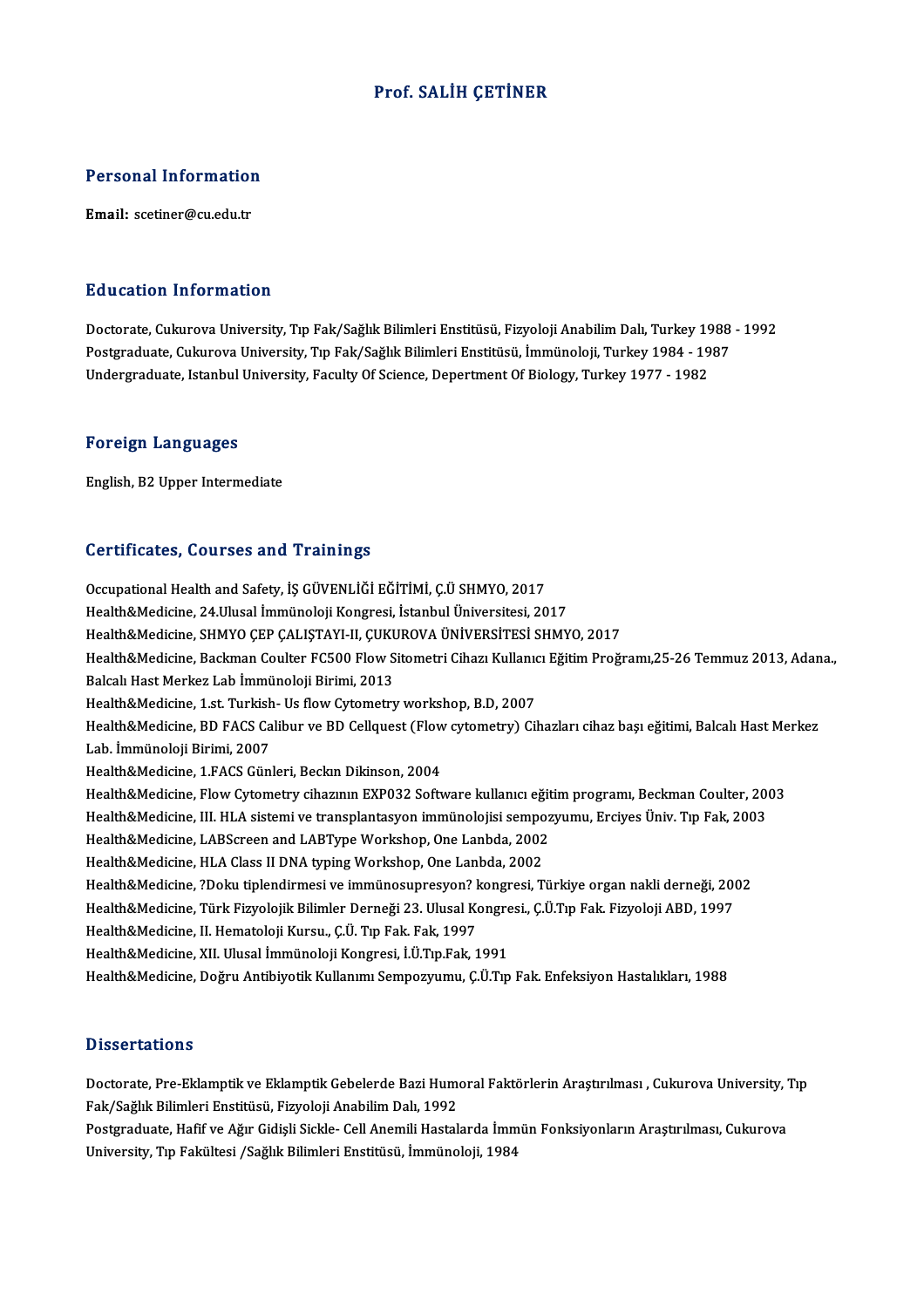# Prof. SALİH ÇETİNER

## Personal Information

**Email:** scetiner@cu.edu.tr

## Education Information

Doctorate, Cukurova University, Tıp Fak/Sağlık Bilimleri Enstitüsü, Fizyoloji Anabilim Dalı, Turkey 1988 - 1992
Postgraduate, Cukurova University, Tıp Fak/Sağlık Bilimleri Enstitüsü, İmmünoloji, Turkey 1984 - 1987
Undergraduate, Istanbul University, Faculty Of Science, Depertment Of Biology, Turkey 1977 - 1982

## Foreign Languages

English, B2 Upper Intermediate

## Certificates, Courses and Trainings

Occupational Health and Safety, İŞ GÜVENLİĞİ EĞİTİMİ, Ç.Ü SHMYO, 2017
Health&Medicine, 24.Ulusal İmmünoloji Kongresi, İstanbul Üniversitesi, 2017
Health&Medicine, SHMYO ÇEP ÇALIŞTAYI-II, ÇUKUROVA ÜNİVERSİTESİ SHMYO, 2017
Health&Medicine, Backman Coulter FC500 Flow Sitometri Cihazı Kullanıcı Eğitim Proğramı,25-26 Temmuz 2013, Adana., Balcalı Hast Merkez Lab İmmünoloji Birimi, 2013
Health&Medicine, 1.st. Turkish- Us flow Cytometry workshop, B.D, 2007
Health&Medicine, BD FACS Calibur ve BD Cellquest (Flow cytometry) Cihazları cihaz başı eğitimi, Balcalı Hast Merkez Lab. İmmünoloji Birimi, 2007
Health&Medicine, 1.FACS Günleri, Beckın Dikinson, 2004
Health&Medicine, Flow Cytometry cihazının EXP032 Software kullanıcı eğitim programı, Beckman Coulter, 2003
Health&Medicine, III. HLA sistemi ve transplantasyon immünolojisi sempozyumu, Erciyes Üniv. Tıp Fak, 2003
Health&Medicine, LABScreen and LABType Workshop, One Lanbda, 2002
Health&Medicine, HLA Class II DNA typing Workshop, One Lanbda, 2002
Health&Medicine, ?Doku tiplendirmesi ve immünosupresyon? kongresi, Türkiye organ nakli derneği, 2002
Health&Medicine, Türk Fizyolojik Bilimler Derneği 23. Ulusal Kongresi., Ç.Ü.Tıp Fak. Fizyoloji ABD, 1997
Health&Medicine, II. Hematoloji Kursu., Ç.Ü. Tıp Fak. Fak, 1997
Health&Medicine, XII. Ulusal İmmünoloji Kongresi, İ.Ü.Tıp.Fak, 1991
Health&Medicine, Doğru Antibiyotik Kullanımı Sempozyumu, Ç.Ü.Tıp Fak. Enfeksiyon Hastalıkları, 1988

## Dissertations

Doctorate, Pre-Eklamptik ve Eklamptik Gebelerde Bazi Humoral Faktörlerin Araştırılması , Cukurova University, Tıp Fak/Sağlık Bilimleri Enstitüsü, Fizyoloji Anabilim Dalı, 1992
Postgraduate, Hafif ve Ağır Gidişli Sickle- Cell Anemili Hastalarda İmmün Fonksiyonların Araştırılması, Cukurova University, Tıp Fakültesi /Sağlık Bilimleri Enstitüsü, İmmünoloji, 1984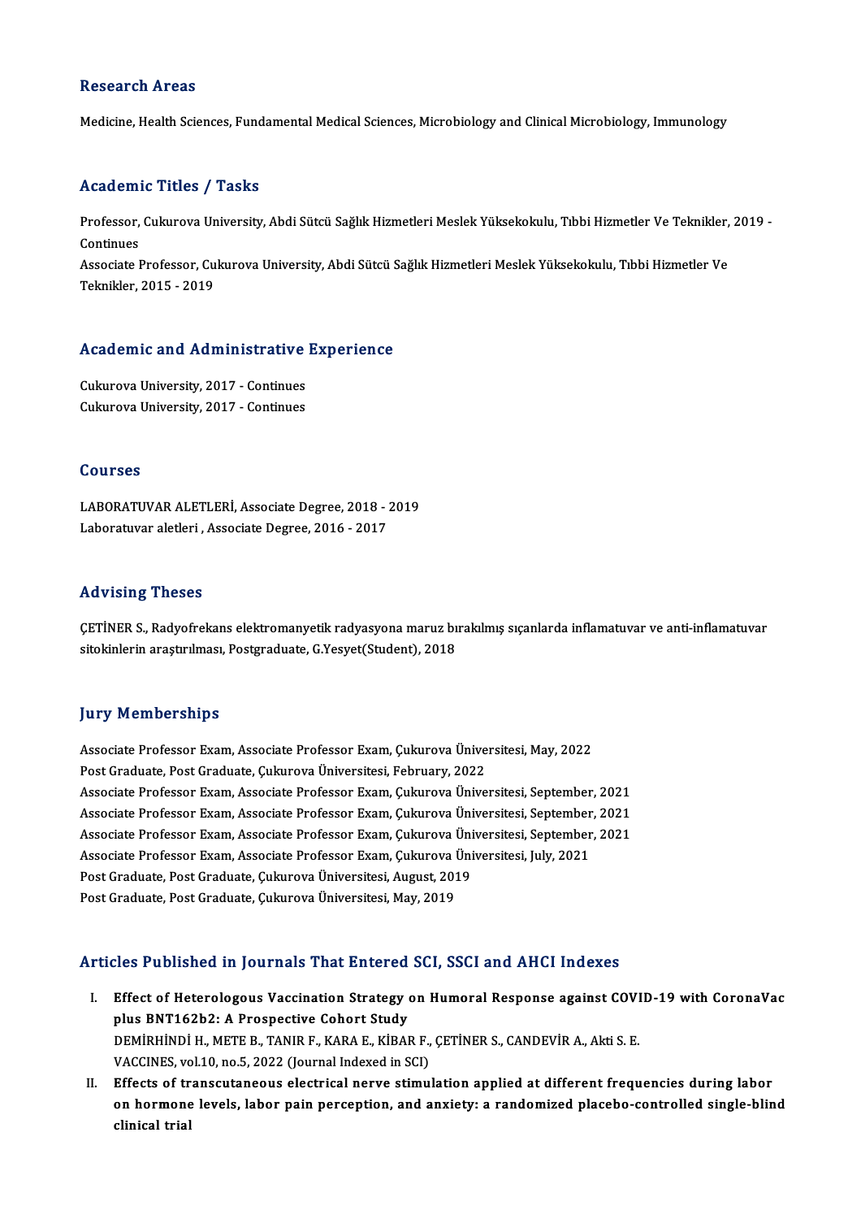## Research Areas

Medicine, Health Sciences, Fundamental Medical Sciences, Microbiology and Clinical Microbiology, Immunology

## Academic Titles / Tasks

Professor, Cukurova University, Abdi Sütcü Sağlık Hizmetleri Meslek Yüksekokulu, Tıbbi Hizmetler Ve Teknikler, 2019 - Continues

Associate Professor, Cukurova University, Abdi Sütcü Sağlık Hizmetleri Meslek Yüksekokulu, Tıbbi Hizmetler Ve Teknikler, 2015 - 2019

## Academic and Administrative Experience

Cukurova University, 2017 - Continues

Cukurova University, 2017 - Continues

## Courses

LABORATUVAR ALETLERİ, Associate Degree, 2018 - 2019

Laboratuvar aletleri , Associate Degree, 2016 - 2017

## Advising Theses

ÇETİNER S., Radyofrekans elektromanyetik radyasyona maruz bırakılmış sıçanlarda inflamatuvar ve anti-inflamatuvar sitokinlerin araştırılması, Postgraduate, G.Yesyet(Student), 2018

## Jury Memberships

Associate Professor Exam, Associate Professor Exam, Çukurova Üniversitesi, May, 2022

Post Graduate, Post Graduate, Çukurova Üniversitesi, February, 2022

Associate Professor Exam, Associate Professor Exam, Çukurova Üniversitesi, September, 2021

Associate Professor Exam, Associate Professor Exam, Çukurova Üniversitesi, September, 2021

Associate Professor Exam, Associate Professor Exam, Çukurova Üniversitesi, September, 2021

Associate Professor Exam, Associate Professor Exam, Çukurova Üniversitesi, July, 2021

Post Graduate, Post Graduate, Çukurova Üniversitesi, August, 2019

Post Graduate, Post Graduate, Çukurova Üniversitesi, May, 2019

## Articles Published in Journals That Entered SCI, SSCI and AHCI Indexes

I. **Effect of Heterologous Vaccination Strategy on Humoral Response against COVID-19 with CoronaVac plus BNT162b2: A Prospective Cohort Study**
   DEMİRHİNDİ H., METE B., TANIR F., KARA E., KİBAR F., ÇETİNER S., CANDEVİR A., Akti S. E.
   VACCINES, vol.10, no.5, 2022 (Journal Indexed in SCI)

II. **Effects of transcutaneous electrical nerve stimulation applied at different frequencies during labor on hormone levels, labor pain perception, and anxiety: a randomized placebo-controlled single-blind clinical trial**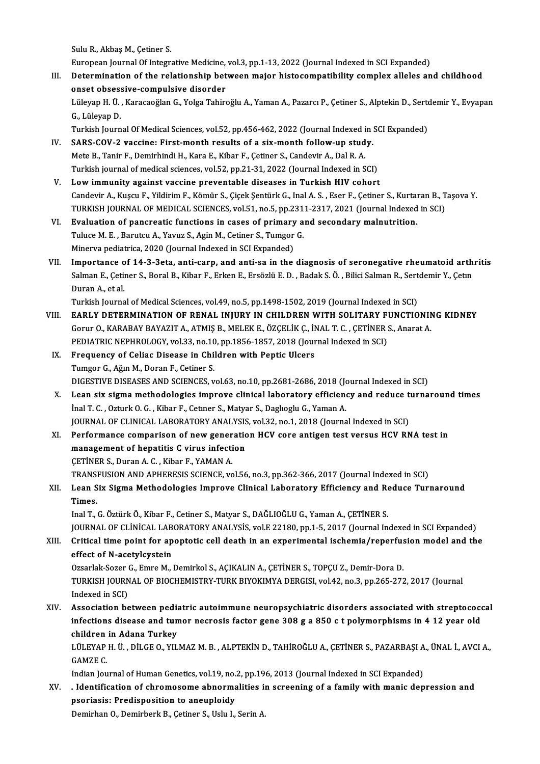Sulu R., Akbaş M., Çetiner S.

European Journal Of Integrative Medicine, vol.3, pp.1-13, 2022 (Journal Indexed in SCI Expanded)

III. **Determination of the relationship between major histocompatibility complex alleles and childhood onset obsessive-compulsive disorder**

Lüleyap H. Ü. , Karacaoğlan G., Yolga Tahiroğlu A., Yaman A., Pazarcı P., Çetiner S., Alptekin D., Sertdemir Y., Evyapan G., Lüleyap D.

Turkish Journal Of Medical Sciences, vol.52, pp.456-462, 2022 (Journal Indexed in SCI Expanded)

IV. **SARS-COV-2 vaccine: First-month results of a six-month follow-up study.**

Mete B., Tanir F., Demirhindi H., Kara E., Kibar F., Çetiner S., Candevir A., Dal R. A.

Turkish journal of medical sciences, vol.52, pp.21-31, 2022 (Journal Indexed in SCI)

V. **Low immunity against vaccine preventable diseases in Turkish HIV cohort**

Candevir A., Kuşcu F., Yildirim F., Kömür S., Çiçek Şentürk G., Inal A. S. , Eser F., Çetiner S., Kurtaran B., Taşova Y.

TURKISH JOURNAL OF MEDICAL SCIENCES, vol.51, no.5, pp.2311-2317, 2021 (Journal Indexed in SCI)

VI. **Evaluation of pancreatic functions in cases of primary and secondary malnutrition.**

Tuluce M. E. , Barutcu A., Yavuz S., Agin M., Cetiner S., Tumgor G.

Minerva pediatrica, 2020 (Journal Indexed in SCI Expanded)

VII. **Importance of 14-3-3eta, anti-carp, and anti-sa in the diagnosis of seronegative rheumatoid arthritis**

Salman E., Çetiner S., Boral B., Kibar F., Erken E., Ersözlü E. D. , Badak S. Ö. , Bilici Salman R., Sertdemir Y., Çetın Duran A., et al.

Turkish Journal of Medical Sciences, vol.49, no.5, pp.1498-1502, 2019 (Journal Indexed in SCI)

VIII. **EARLY DETERMINATION OF RENAL INJURY IN CHILDREN WITH SOLITARY FUNCTIONING KIDNEY**

Gorur O., KARABAY BAYAZIT A., ATMIŞ B., MELEK E., ÖZÇELİK Ç., İNAL T. C. , ÇETİNER S., Anarat A.

PEDIATRIC NEPHROLOGY, vol.33, no.10, pp.1856-1857, 2018 (Journal Indexed in SCI)

IX. **Frequency of Celiac Disease in Children with Peptic Ulcers**

Tumgor G., Ağın M., Doran F., Cetiner S.

DIGESTIVE DISEASES AND SCIENCES, vol.63, no.10, pp.2681-2686, 2018 (Journal Indexed in SCI)

X. **Lean six sigma methodologies improve clinical laboratory efficiency and reduce turnaround times**

İnal T. C. , Ozturk O. G. , Kibar F., Cetıner S., Matyar S., Daglıoglu G., Yaman A.

JOURNAL OF CLINICAL LABORATORY ANALYSIS, vol.32, no.1, 2018 (Journal Indexed in SCI)

XI. **Performance comparison of new generation HCV core antigen test versus HCV RNA test in management of hepatitis C virus infection**

ÇETİNER S., Duran A. C. , Kibar F., YAMAN A.

TRANSFUSION AND APHERESIS SCIENCE, vol.56, no.3, pp.362-366, 2017 (Journal Indexed in SCI)

XII. **Lean Six Sigma Methodologies Improve Clinical Laboratory Efficiency and Reduce Turnaround Times.**

Inal T., G. Öztürk Ö., Kibar F., Cetiner S., Matyar S., DAĞLIOĞLU G., Yaman A., ÇETİNER S.

JOURNAL OF CLİNİCAL LABORATORY ANALYSİS, vol.E 22180, pp.1-5, 2017 (Journal Indexed in SCI Expanded)

XIII. **Critical time point for apoptotic cell death in an experimental ischemia/reperfusion model and the effect of N-acetylcystein**

Ozsarlak-Sozer G., Emre M., Demirkol S., AÇIKALIN A., ÇETİNER S., TOPÇU Z., Demir-Dora D.

TURKISH JOURNAL OF BIOCHEMISTRY-TURK BIYOKIMYA DERGISI, vol.42, no.3, pp.265-272, 2017 (Journal Indexed in SCI)

XIV. **Association between pediatric autoimmune neuropsychiatric disorders associated with streptococcal infections disease and tumor necrosis factor gene 308 g a 850 c t polymorphisms in 4 12 year old children in Adana Turkey**

LÜLEYAP H. Ü. , DİLGE O., YILMAZ M. B. , ALPTEKİN D., TAHİROĞLU A., ÇETİNER S., PAZARBAŞI A., ÜNAL İ., AVCI A., GAMZE C.

Indian Journal of Human Genetics, vol.19, no.2, pp.196, 2013 (Journal Indexed in SCI Expanded)

XV. **. Identification of chromosome abnormalities in screening of a family with manic depression and psoriasis: Predisposition to aneuploidy**

Demirhan O., Demirberk B., Çetiner S., Uslu I., Serin A.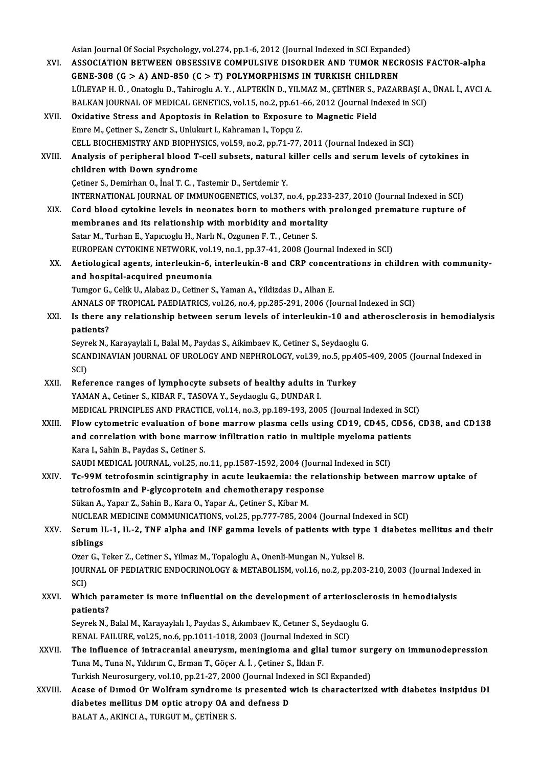Asian Journal Of Social Psychology, vol.274, pp.1-6, 2012 (Journal Indexed in SCI Expanded)

XVI. **ASSOCIATION BETWEEN OBSESSIVE COMPULSIVE DISORDER AND TUMOR NECROSIS FACTOR-alpha GENE-308 (G > A) AND-850 (C > T) POLYMORPHISMS IN TURKISH CHILDREN**
LÜLEYAP H. Ü. , Onatoglu D., Tahiroglu A. Y. , ALPTEKİN D., YILMAZ M., ÇETİNER S., PAZARBAŞI A., ÜNAL İ., AVCI A.
BALKAN JOURNAL OF MEDICAL GENETICS, vol.15, no.2, pp.61-66, 2012 (Journal Indexed in SCI)

XVII. **Oxidative Stress and Apoptosis in Relation to Exposure to Magnetic Field**
Emre M., Çetiner S., Zencir S., Unlukurt I., Kahraman I., Topçu Z.
CELL BIOCHEMISTRY AND BIOPHYSICS, vol.59, no.2, pp.71-77, 2011 (Journal Indexed in SCI)

XVIII. **Analysis of peripheral blood T-cell subsets, natural killer cells and serum levels of cytokines in children with Down syndrome**
Çetiner S., Demirhan O., İnal T. C. , Tastemir D., Sertdemir Y.
INTERNATIONAL JOURNAL OF IMMUNOGENETICS, vol.37, no.4, pp.233-237, 2010 (Journal Indexed in SCI)

XIX. **Cord blood cytokine levels in neonates born to mothers with prolonged premature rupture of membranes and its relationship with morbidity and mortality**
Satar M., Turhan E., Yapıcıoglu H., Narlı N., Ozgunen F. T. , Cetıner S.
EUROPEAN CYTOKINE NETWORK, vol.19, no.1, pp.37-41, 2008 (Journal Indexed in SCI)

XX. **Aetiological agents, interleukin-6, interleukin-8 and CRP concentrations in children with community-and hospital-acquired pneumonia**
Tumgor G., Celik U., Alabaz D., Cetiner S., Yaman A., Yildizdas D., Alhan E.
ANNALS OF TROPICAL PAEDIATRICS, vol.26, no.4, pp.285-291, 2006 (Journal Indexed in SCI)

XXI. **Is there any relationship between serum levels of interleukin-10 and atherosclerosis in hemodialysis patients?**
Seyrek N., Karayaylali I., Balal M., Paydas S., Aikimbaev K., Cetiner S., Seydaoglu G.
SCANDINAVIAN JOURNAL OF UROLOGY AND NEPHROLOGY, vol.39, no.5, pp.405-409, 2005 (Journal Indexed in SCI)

XXII. **Reference ranges of lymphocyte subsets of healthy adults in Turkey**
YAMAN A., Cetiner S., KIBAR F., TASOVA Y., Seydaoglu G., DUNDAR I.
MEDICAL PRINCIPLES AND PRACTICE, vol.14, no.3, pp.189-193, 2005 (Journal Indexed in SCI)

XXIII. **Flow cytometric evaluation of bone marrow plasma cells using CD19, CD45, CD56, CD38, and CD138 and correlation with bone marrow infiltration ratio in multiple myeloma patients**
Kara I., Sahin B., Paydas S., Cetiner S.
SAUDI MEDICAL JOURNAL, vol.25, no.11, pp.1587-1592, 2004 (Journal Indexed in SCI)

XXIV. **Tc-99M tetrofosmin scintigraphy in acute leukaemia: the relationship between marrow uptake of tetrofosmin and P-glycoprotein and chemotherapy response**
Sükan A., Yapar Z., Sahin B., Kara O., Yapar A., Çetiner S., Kibar M.
NUCLEAR MEDICINE COMMUNICATIONS, vol.25, pp.777-785, 2004 (Journal Indexed in SCI)

XXV. **Serum IL-1, IL-2, TNF alpha and INF gamma levels of patients with type 1 diabetes mellitus and their siblings**
Ozer G., Teker Z., Cetiner S., Yilmaz M., Topaloglu A., Onenli-Mungan N., Yuksel B.
JOURNAL OF PEDIATRIC ENDOCRINOLOGY & METABOLISM, vol.16, no.2, pp.203-210, 2003 (Journal Indexed in SCI)

XXVI. **Which parameter is more influential on the development of arteriosclerosis in hemodialysis patients?**
Seyrek N., Balal M., Karayaylalı I., Paydas S., Aıkımbaev K., Cetıner S., Seydaoglu G.
RENAL FAILURE, vol.25, no.6, pp.1011-1018, 2003 (Journal Indexed in SCI)

XXVII. **The influence of intracranial aneurysm, meningioma and glial tumor surgery on immunodepression**
Tuna M., Tuna N., Yıldırım C., Erman T., Göçer A. İ. , Çetiner S., İldan F.
Turkish Neurosurgery, vol.10, pp.21-27, 2000 (Journal Indexed in SCI Expanded)

XXVIII. **Acase of Dımod Or Wolfram syndrome is presented wich is characterized with diabetes insipidus DI diabetes mellitus DM optic atropy OA and defness D**
BALAT A., AKINCI A., TURGUT M., ÇETİNER S.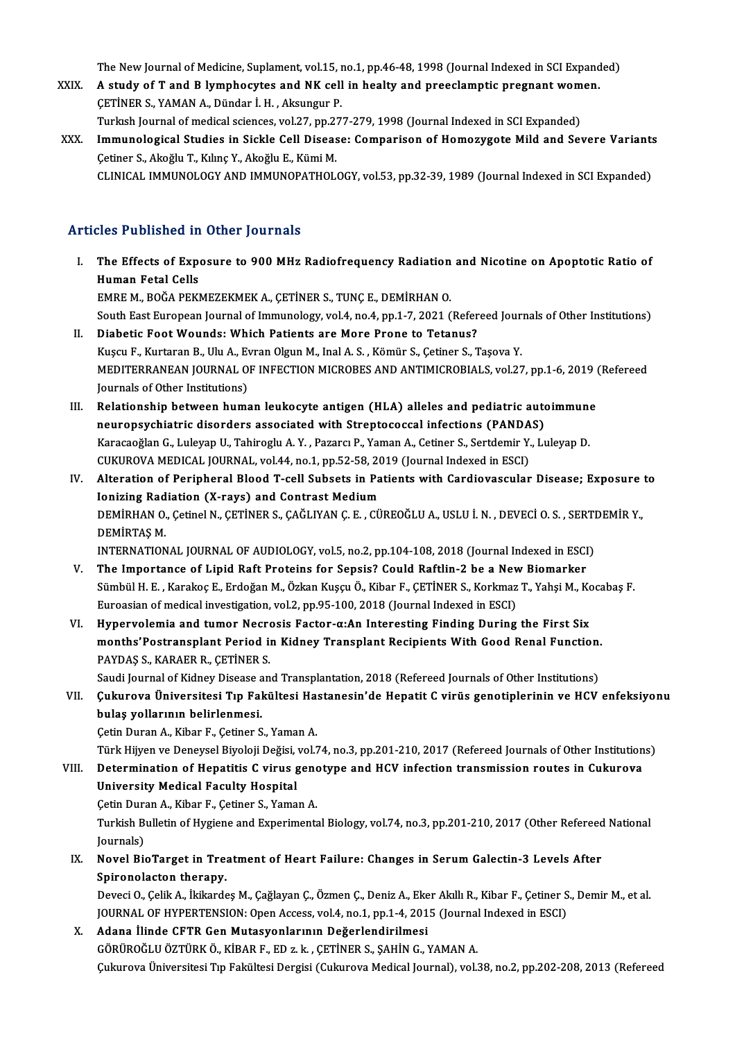The New Journal of Medicine, Suplament, vol.15, no.1, pp.46-48, 1998 (Journal Indexed in SCI Expanded)

XXIX. **A study of T and B lymphocytes and NK cell in healty and preeclamptic pregnant women.**
ÇETİNER S., YAMAN A., Dündar İ. H. , Aksungur P.
Turkısh Journal of medical sciences, vol.27, pp.277-279, 1998 (Journal Indexed in SCI Expanded)

XXX. **Immunological Studies in Sickle Cell Disease: Comparison of Homozygote Mild and Severe Variants**
Çetiner S., Akoğlu T., Kılınç Y., Akoğlu E., Kümi M.
CLINICAL IMMUNOLOGY AND IMMUNOPATHOLOGY, vol.53, pp.32-39, 1989 (Journal Indexed in SCI Expanded)

## Articles Published in Other Journals

I. **The Effects of Exposure to 900 MHz Radiofrequency Radiation and Nicotine on Apoptotic Ratio of Human Fetal Cells**
EMRE M., BOĞA PEKMEZEKMEK A., ÇETİNER S., TUNÇ E., DEMİRHAN O.
South East European Journal of Immunology, vol.4, no.4, pp.1-7, 2021 (Refereed Journals of Other Institutions)

II. **Diabetic Foot Wounds: Which Patients are More Prone to Tetanus?**
Kuşcu F., Kurtaran B., Ulu A., Evran Olgun M., Inal A. S. , Kömür S., Çetiner S., Taşova Y.
MEDITERRANEAN JOURNAL OF INFECTION MICROBES AND ANTIMICROBIALS, vol.27, pp.1-6, 2019 (Refereed Journals of Other Institutions)

III. **Relationship between human leukocyte antigen (HLA) alleles and pediatric autoimmune neuropsychiatric disorders associated with Streptococcal infections (PANDAS)**
Karacaoğlan G., Luleyap U., Tahiroglu A. Y. , Pazarcı P., Yaman A., Cetiner S., Sertdemir Y., Luleyap D.
CUKUROVA MEDICAL JOURNAL, vol.44, no.1, pp.52-58, 2019 (Journal Indexed in ESCI)

IV. **Alteration of Peripheral Blood T-cell Subsets in Patients with Cardiovascular Disease; Exposure to Ionizing Radiation (X-rays) and Contrast Medium**
DEMİRHAN O., Çetinel N., ÇETİNER S., ÇAĞLIYAN Ç. E. , CÜREOĞLU A., USLU İ. N. , DEVECİ O. S. , SERTDEMİR Y., DEMİRTAŞ M.
INTERNATIONAL JOURNAL OF AUDIOLOGY, vol.5, no.2, pp.104-108, 2018 (Journal Indexed in ESCI)

V. **The Importance of Lipid Raft Proteins for Sepsis? Could Raftlin-2 be a New Biomarker**
Sümbül H. E. , Karakoç E., Erdoğan M., Özkan Kuşçu Ö., Kibar F., ÇETİNER S., Korkmaz T., Yahşi M., Kocabaş F.
Euroasian of medical investigation, vol.2, pp.95-100, 2018 (Journal Indexed in ESCI)

VI. **Hypervolemia and tumor Necrosis Factor-α:An Interesting Finding During the First Six months'Postransplant Period in Kidney Transplant Recipients With Good Renal Function.**
PAYDAŞ S., KARAER R., ÇETİNER S.
Saudi Journal of Kidney Disease and Transplantation, 2018 (Refereed Journals of Other Institutions)

VII. **Çukurova Üniversitesi Tıp Fakültesi Hastanesin'de Hepatit C virüs genotiplerinin ve HCV enfeksiyonu bulaş yollarının belirlenmesi.**
Çetin Duran A., Kibar F., Çetiner S., Yaman A.
Türk Hijyen ve Deneysel Biyoloji Değisi, vol.74, no.3, pp.201-210, 2017 (Refereed Journals of Other Institutions)

VIII. **Determination of Hepatitis C virus genotype and HCV infection transmission routes in Cukurova University Medical Faculty Hospital**
Çetin Duran A., Kibar F., Çetiner S., Yaman A.
Turkish Bulletin of Hygiene and Experimental Biology, vol.74, no.3, pp.201-210, 2017 (Other Refereed National Journals)

IX. **Novel BioTarget in Treatment of Heart Failure: Changes in Serum Galectin-3 Levels After Spironolacton therapy.**
Deveci O., Çelik A., İkikardeş M., Çağlayan Ç., Özmen Ç., Deniz A., Eker Akıllı R., Kibar F., Çetiner S., Demir M., et al.
JOURNAL OF HYPERTENSION: Open Access, vol.4, no.1, pp.1-4, 2015 (Journal Indexed in ESCI)

X. **Adana İlinde CFTR Gen Mutasyonlarının Değerlendirilmesi**
GÖRÜROĞLU ÖZTÜRK Ö., KİBAR F., ED z. k. , ÇETİNER S., ŞAHİN G., YAMAN A.
Çukurova Üniversitesi Tıp Fakültesi Dergisi (Cukurova Medical Journal), vol.38, no.2, pp.202-208, 2013 (Refereed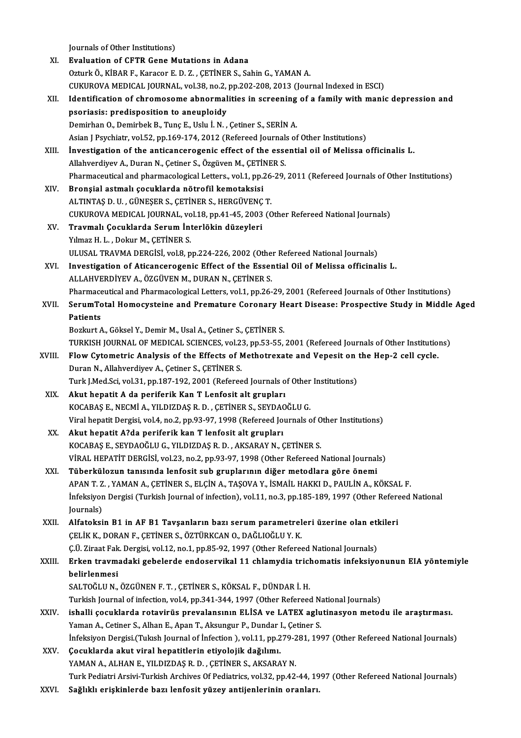Journals of Other Institutions)

XI. **Evaluation of CFTR Gene Mutations in Adana**
Ozturk Ö., KİBAR F., Karacor E. D. Z. , ÇETİNER S., Sahin G., YAMAN A.
CUKUROVA MEDICAL JOURNAL, vol.38, no.2, pp.202-208, 2013 (Journal Indexed in ESCI)

XII. **Identification of chromosome abnormalities in screening of a family with manic depression and psoriasis: predisposition to aneuploidy**
Demirhan O., Demirbek B., Tunç E., Uslu İ. N. , Çetiner S., SERİN A.
Asian J Psychiatr, vol.52, pp.169-174, 2012 (Refereed Journals of Other Institutions)

XIII. **İnvestigation of the anticancerogenic effect of the essential oil of Melissa officinalis L.**
Allahverdiyev A., Duran N., Çetiner S., Özgüven M., ÇETİNER S.
Pharmaceutical and pharmacological Letters., vol.1, pp.26-29, 2011 (Refereed Journals of Other Institutions)

XIV. **Bronşial astmalı çocuklarda nötrofil kemotaksisi**
ALTINTAŞ D. U. , GÜNEŞER S., ÇETİNER S., HERGÜVENÇ T.
CUKUROVA MEDICAL JOURNAL, vol.18, pp.41-45, 2003 (Other Refereed National Journals)

XV. **Travmalı Çocuklarda Serum İnterlökin düzeyleri**
Yılmaz H. L. , Dokur M., ÇETİNER S.
ULUSAL TRAVMA DERGİSİ, vol.8, pp.224-226, 2002 (Other Refereed National Journals)

XVI. **Investigation of Aticancerogenic Effect of the Essential Oil of Melissa officinalis L.**
ALLAHVERDİYEV A., ÖZGÜVEN M., DURAN N., ÇETİNER S.
Pharmaceutical and Pharmacological Letters, vol.1, pp.26-29, 2001 (Refereed Journals of Other Institutions)

XVII. **SerumTotal Homocysteine and Premature Coronary Heart Disease: Prospective Study in Middle Aged Patients**
Bozkurt A., Göksel Y., Demir M., Usal A., Çetiner S., ÇETİNER S.
TURKISH JOURNAL OF MEDICAL SCIENCES, vol.23, pp.53-55, 2001 (Refereed Journals of Other Institutions)

XVIII. **Flow Cytometric Analysis of the Effects of Methotrexate and Vepesit on the Hep-2 cell cycle.**
Duran N., Allahverdiyev A., Çetiner S., ÇETİNER S.
Turk J.Med.Sci, vol.31, pp.187-192, 2001 (Refereed Journals of Other Institutions)

XIX. **Akut hepatit A da periferik Kan T Lenfosit alt grupları**
KOCABAŞ E., NECMİ A., YILDIZDAŞ R. D. , ÇETİNER S., SEYDAOĞLU G.
Viral hepatit Dergisi, vol.4, no.2, pp.93-97, 1998 (Refereed Journals of Other Institutions)

XX. **Akut hepatit A?da periferik kan T lenfosit alt grupları**
KOCABAŞ E., SEYDAOĞLU G., YILDIZDAŞ R. D. , AKSARAY N., ÇETİNER S.
VİRAL HEPATİT DERGİSİ, vol.23, no.2, pp.93-97, 1998 (Other Refereed National Journals)

XXI. **Tüberkülozun tanısında lenfosit sub gruplarının diğer metodlara göre önemi**
APAN T. Z. , YAMAN A., ÇETİNER S., ELÇİN A., TAŞOVA Y., İSMAİL HAKKI D., PAULİN A., KÖKSAL F.
İnfeksiyon Dergisi (Turkish Journal of infection), vol.11, no.3, pp.185-189, 1997 (Other Refereed National Journals)

XXII. **Alfatoksin B1 in AF B1 Tavşanların bazı serum parametreleri üzerine olan etkileri**
ÇELİK K., DORAN F., ÇETİNER S., ÖZTÜRKCAN O., DAĞLIOĞLU Y. K.
Ç.Ü. Ziraat Fak. Dergisi, vol.12, no.1, pp.85-92, 1997 (Other Refereed National Journals)

XXIII. **Erken travmadaki gebelerde endoservikal 11 chlamydia trichomatis infeksiyonunun EIA yöntemiyle belirlenmesi**
SALTOĞLU N., ÖZGÜNEN F. T. , ÇETİNER S., KÖKSAL F., DÜNDAR İ. H.
Turkish Journal of infection, vol.4, pp.341-344, 1997 (Other Refereed National Journals)

XXIV. **ishalli çocuklarda rotavirüs prevalansının ELİSA ve LATEX aglutinasyon metodu ile araştırması.**
Yaman A., Cetiner S., Alhan E., Apan T., Aksungur P., Dundar I., Çetiner S.
İnfeksiyon Dergisi.(Tukısh Journal of İnfection ), vol.11, pp.279-281, 1997 (Other Refereed National Journals)

XXV. **Çocuklarda akut viral hepatitlerin etiyolojik dağılımı.**
YAMAN A., ALHAN E., YILDIZDAŞ R. D. , ÇETİNER S., AKSARAY N.
Turk Pediatri Arsivi-Turkish Archives Of Pediatrics, vol.32, pp.42-44, 1997 (Other Refereed National Journals)

XXVI. **Sağlıklı erişkinlerde bazı lenfosit yüzey antijenlerinin oranları.**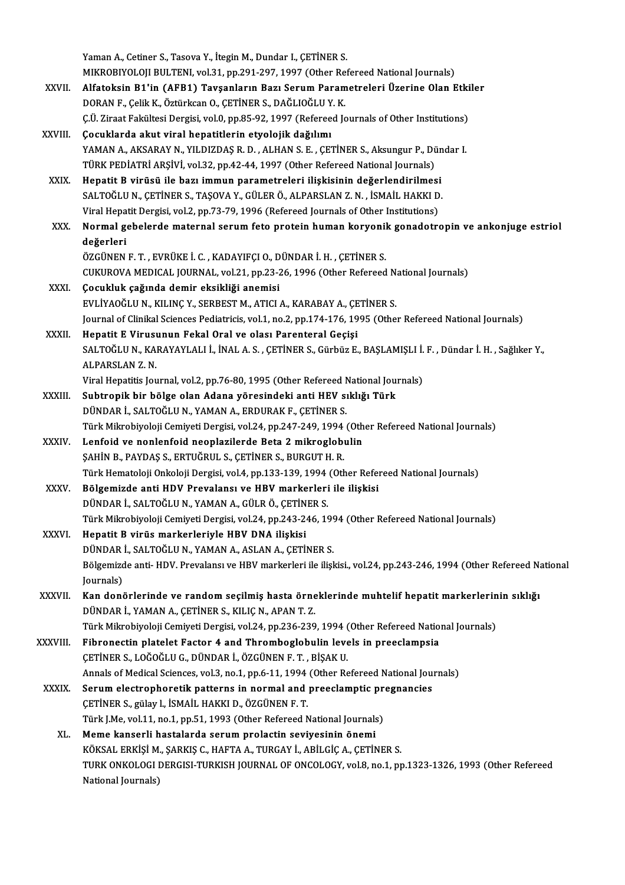Yaman A., Cetiner S., Tasova Y., İtegin M., Dundar I., ÇETİNER S.
MIKROBIYOLOJI BULTENI, vol.31, pp.291-297, 1997 (Other Refereed National Journals)

XXVII. **Alfatoksin B1'in (AFB1) Tavşanların Bazı Serum Parametreleri Üzerine Olan Etkiler**
DORAN F., Çelik K., Öztürkcan O., ÇETİNER S., DAĞLIOĞLU Y. K.
Ç.Ü. Ziraat Fakültesi Dergisi, vol.0, pp.85-92, 1997 (Refereed Journals of Other Institutions)

XXVIII. **Çocuklarda akut viral hepatitlerin etyolojik dağılımı**
YAMAN A., AKSARAY N., YILDIZDAŞ R. D. , ALHAN S. E. , ÇETİNER S., Aksungur P., Dündar I.
TÜRK PEDİATRİ ARŞİVİ, vol.32, pp.42-44, 1997 (Other Refereed National Journals)

XXIX. **Hepatit B virüsü ile bazı immun parametreleri ilişkisinin değerlendirilmesi**
SALTOĞLU N., ÇETİNER S., TAŞOVA Y., GÜLER Ö., ALPARSLAN Z. N. , İSMAİL HAKKI D.
Viral Hepatit Dergisi, vol.2, pp.73-79, 1996 (Refereed Journals of Other Institutions)

XXX. **Normal gebelerde maternal serum feto protein human koryonik gonadotropin ve ankonjuge estriol değerleri**
ÖZGÜNEN F. T. , EVRÜKE İ. C. , KADAYIFÇI O., DÜNDAR İ. H. , ÇETİNER S.
CUKUROVA MEDICAL JOURNAL, vol.21, pp.23-26, 1996 (Other Refereed National Journals)

XXXI. **Çocukluk çağında demir eksikliği anemisi**
EVLİYAOĞLU N., KILINÇ Y., SERBEST M., ATICI A., KARABAY A., ÇETİNER S.
Journal of Clinikal Sciences Pediatricis, vol.1, no.2, pp.174-176, 1995 (Other Refereed National Journals)

XXXII. **Hepatit E Virusunun Fekal Oral ve olası Parenteral Geçişi**
SALTOĞLU N., KARAYAYLALI İ., İNAL A. S. , ÇETİNER S., Gürbüz E., BAŞLAMIŞLI İ. F. , Dündar İ. H. , Sağlıker Y., ALPARSLAN Z. N.
Viral Hepatitis Journal, vol.2, pp.76-80, 1995 (Other Refereed National Journals)

XXXIII. **Subtropik bir bölge olan Adana yöresindeki anti HEV sıklığı Türk**
DÜNDAR İ., SALTOĞLU N., YAMAN A., ERDURAK F., ÇETİNER S.
Türk Mikrobiyoloji Cemiyeti Dergisi, vol.24, pp.247-249, 1994 (Other Refereed National Journals)

XXXIV. **Lenfoid ve nonlenfoid neoplazilerde Beta 2 mikroglobulin**
ŞAHİN B., PAYDAŞ S., ERTUĞRUL S., ÇETİNER S., BURGUT H. R.
Türk Hematoloji Onkoloji Dergisi, vol.4, pp.133-139, 1994 (Other Refereed National Journals)

XXXV. **Bölgemizde anti HDV Prevalansı ve HBV markerleri ile ilişkisi**
DÜNDAR İ., SALTOĞLU N., YAMAN A., GÜLR Ö., ÇETİNER S.
Türk Mikrobiyoloji Cemiyeti Dergisi, vol.24, pp.243-246, 1994 (Other Refereed National Journals)

XXXVI. **Hepatit B virüs markerleriyle HBV DNA ilişkisi**
DÜNDAR İ., SALTOĞLU N., YAMAN A., ASLAN A., ÇETİNER S.
Bölgemizde anti- HDV. Prevalansı ve HBV markerleri ile ilişkisi., vol.24, pp.243-246, 1994 (Other Refereed National Journals)

XXXVII. **Kan donörlerinde ve random seçilmiş hasta örneklerinde muhtelif hepatit markerlerinin sıklığı**
DÜNDAR İ., YAMAN A., ÇETİNER S., KILIÇ N., APAN T. Z.
Türk Mikrobiyoloji Cemiyeti Dergisi, vol.24, pp.236-239, 1994 (Other Refereed National Journals)

XXXVIII. **Fibronectin platelet Factor 4 and Thromboglobulin levels in preeclampsia**
ÇETİNER S., LOĞOĞLU G., DÜNDAR İ., ÖZGÜNEN F. T. , BİŞAK U.
Annals of Medical Sciences, vol.3, no.1, pp.6-11, 1994 (Other Refereed National Journals)

XXXIX. **Serum electrophoretik patterns in normal and preeclamptic pregnancies**
ÇETİNER S., gülay l., İSMAİL HAKKI D., ÖZGÜNEN F. T.
Türk J.Me, vol.11, no.1, pp.51, 1993 (Other Refereed National Journals)

XL. **Meme kanserli hastalarda serum prolactin seviyesinin önemi**
KÖKSAL ERKİŞİ M., ŞARKIŞ C., HAFTA A., TURGAY İ., ABİLGİÇ A., ÇETİNER S.
TURK ONKOLOGI DERGISI-TURKISH JOURNAL OF ONCOLOGY, vol.8, no.1, pp.1323-1326, 1993 (Other Refereed National Journals)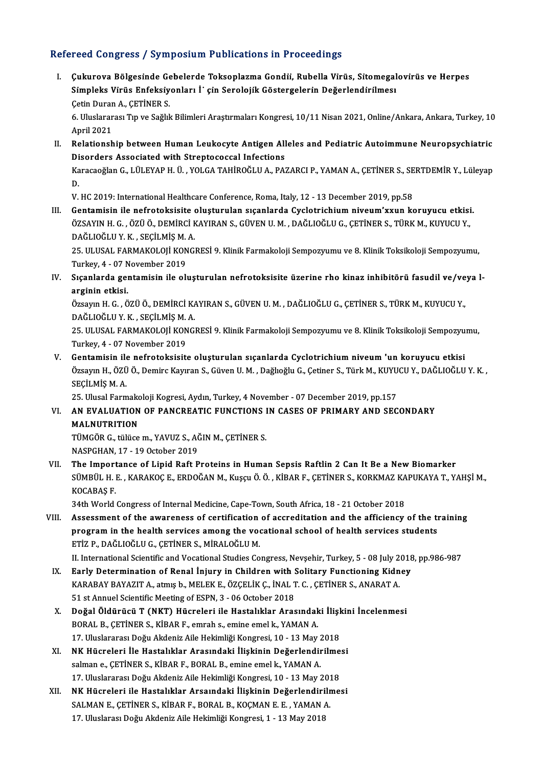## Refereed Congress / Symposium Publications in Proceedings

I. **Çukurova Bölgesinde Gebelerde Toksoplazma Gondii, Rubella Virüs, Sitomegalovirüs ve Herpes Simpleks Virüs Enfeksiyonları İ̇çin Serolojik Göstergelerin Değerlendirilmesı**
   Çetin Duran A., ÇETİNER S.
   6. Uluslararası Tıp ve Sağlık Bilimleri Araştırmaları Kongresi, 10/11 Nisan 2021, Online/Ankara, Ankara, Turkey, 10 April 2021

II. **Relationship between Human Leukocyte Antigen Alleles and Pediatric Autoimmune Neuropsychiatric Disorders Associated with Streptococcal Infections**
   Karacaoğlan G., LÜLEYAP H. Ü. , YOLGA TAHİROĞLU A., PAZARCI P., YAMAN A., ÇETİNER S., SERTDEMİR Y., Lüleyap D.
   V. HC 2019: International Healthcare Conference, Roma, Italy, 12 - 13 December 2019, pp.58

III. **Gentamisin ile nefrotoksisite oluşturulan sıçanlarda Cyclotrichium niveum'xxun koruyucu etkisi.**
   ÖZSAYIN H. G. , ÖZÜ Ö., DEMİRCİ KAYIRAN S., GÜVEN U. M. , DAĞLIOĞLU G., ÇETİNER S., TÜRK M., KUYUCU Y., DAĞLIOĞLU Y. K. , SEÇİLMİŞ M. A.
   25. ULUSAL FARMAKOLOJİ KONGRESİ 9. Klinik Farmakoloji Sempozyumu ve 8. Klinik Toksikoloji Sempozyumu, Turkey, 4 - 07 November 2019

IV. **Sıçanlarda gentamisin ile oluşturulan nefrotoksisite üzerine rho kinaz inhibitörü fasudil ve/veya l-arginin etkisi.**
   Özsayın H. G. , ÖZÜ Ö., DEMİRCİ KAYIRAN S., GÜVEN U. M. , DAĞLIOĞLU G., ÇETİNER S., TÜRK M., KUYUCU Y., DAĞLIOĞLU Y. K. , SEÇİLMİŞ M. A.
   25. ULUSAL FARMAKOLOJİ KONGRESİ 9. Klinik Farmakoloji Sempozyumu ve 8. Klinik Toksikoloji Sempozyumu, Turkey, 4 - 07 November 2019

V. **Gentamisin ile nefrotoksisite oluşturulan sıçanlarda Cyclotrichium niveum 'un koruyucu etkisi**
   Özsayın H., ÖZÜ Ö., Demirc Kayıran S., Güven U. M. , Dağlıoğlu G., Çetiner S., Türk M., KUYUCU Y., DAĞLIOĞLU Y. K. , SEÇİLMİŞ M. A.
   25. Ulusal Farmakoloji Kogresi, Aydın, Turkey, 4 November - 07 December 2019, pp.157

VI. **AN EVALUATION OF PANCREATIC FUNCTIONS IN CASES OF PRIMARY AND SECONDARY MALNUTRITION**
   TÜMGÖR G., tülüce m., YAVUZ S., AĞIN M., ÇETİNER S.
   NASPGHAN, 17 - 19 October 2019

VII. **The Importance of Lipid Raft Proteins in Human Sepsis Raftlin 2 Can It Be a New Biomarker**
   SÜMBÜL H. E. , KARAKOÇ E., ERDOĞAN M., Kuşçu Ö. Ö. , KİBAR F., ÇETİNER S., KORKMAZ KAPUKAYA T., YAHŞİ M., KOCABAŞ F.
   34th World Congress of Internal Medicine, Cape-Town, South Africa, 18 - 21 October 2018

VIII. **Assessment of the awareness of certification of accreditation and the afficiency of the training program in the health services among the vocational school of health services students**
   ETİZ P., DAĞLIOĞLU G., ÇETİNER S., MİRALOĞLU M.
   II. International Scientific and Vocational Studies Congress, Nevşehir, Turkey, 5 - 08 July 2018, pp.986-987

IX. **Early Determination of Renal İnjury in Children with Solitary Functioning Kidney**
   KARABAY BAYAZIT A., atmış b., MELEK E., ÖZÇELİK Ç., İNAL T. C. , ÇETİNER S., ANARAT A.
   51 st Annuel Scientific Meeting of ESPN, 3 - 06 October 2018

X. **Doğal Öldürücü T (NKT) Hücreleri ile Hastalıklar Arasındaki İlişkini İncelenmesi**
   BORAL B., ÇETİNER S., KİBAR F., emrah s., emine emel k., YAMAN A.
   17. Uluslararası Doğu Akdeniz Aile Hekimliği Kongresi, 10 - 13 May 2018

XI. **NK Hücreleri İle Hastalıklar Arasındaki İlişkinin Değerlendirilmesi**
   salman e., ÇETİNER S., KİBAR F., BORAL B., emine emel k., YAMAN A.
   17. Uluslararası Doğu Akdeniz Aile Hekimliği Kongresi, 10 - 13 May 2018

XII. **NK Hücreleri ile Hastalıklar Arsaındaki İlişkinin Değerlendirilmesi**
   SALMAN E., ÇETİNER S., KİBAR F., BORAL B., KOÇMAN E. E. , YAMAN A.
   17. Uluslarası Doğu Akdeniz Aile Hekimliği Kongresi, 1 - 13 May 2018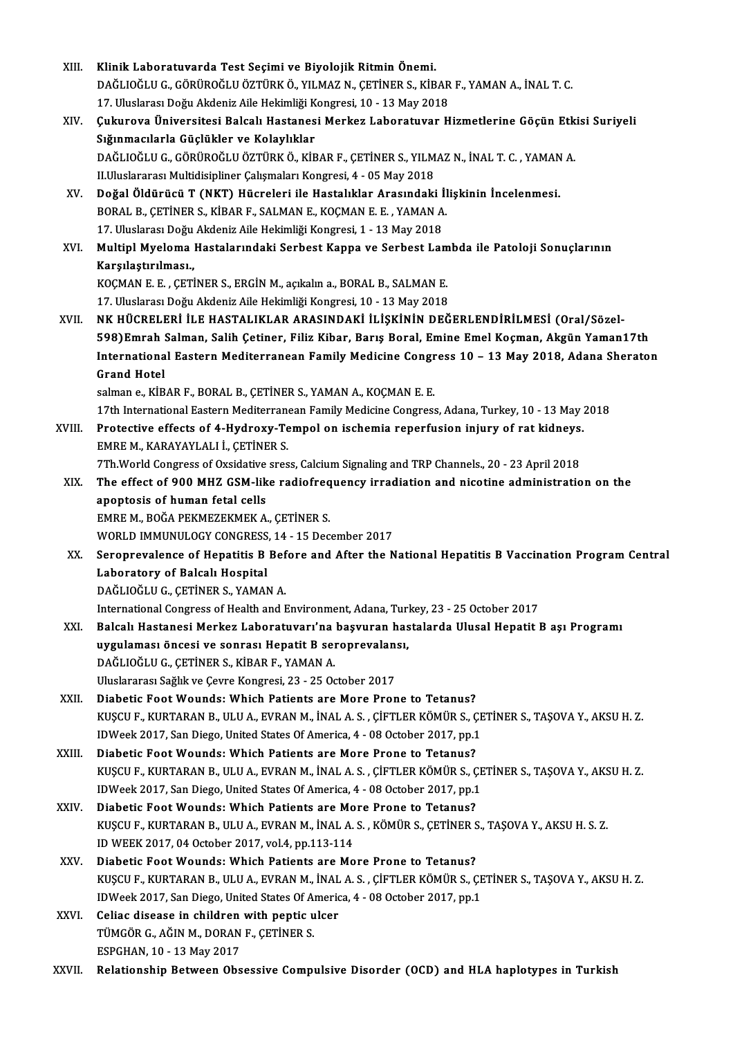XIII. **Klinik Laboratuvarda Test Seçimi ve Biyolojik Ritmin Önemi.**
DAĞLIOĞLU G., GÖRÜROĞLU ÖZTÜRK Ö., YILMAZ N., ÇETİNER S., KİBAR F., YAMAN A., İNAL T. C.
17. Uluslarası Doğu Akdeniz Aile Hekimliği Kongresi, 10 - 13 May 2018

XIV. **Çukurova Üniversitesi Balcalı Hastanesi Merkez Laboratuvar Hizmetlerine Göçün Etkisi Suriyeli Sığınmacılarla Güçlükler ve Kolaylıklar**
DAĞLIOĞLU G., GÖRÜROĞLU ÖZTÜRK Ö., KİBAR F., ÇETİNER S., YILMAZ N., İNAL T. C. , YAMAN A.
II.Uluslararası Multidisipliner Çalışmaları Kongresi, 4 - 05 May 2018

XV. **Doğal Öldürücü T (NKT) Hücreleri ile Hastalıklar Arasındaki İlişkinin İncelenmesi.**
BORAL B., ÇETİNER S., KİBAR F., SALMAN E., KOÇMAN E. E. , YAMAN A.
17. Uluslarası Doğu Akdeniz Aile Hekimliği Kongresi, 1 - 13 May 2018

XVI. **Multipl Myeloma Hastalarındaki Serbest Kappa ve Serbest Lambda ile Patoloji Sonuçlarının Karşılaştırılması.,**
KOÇMAN E. E. , ÇETİNER S., ERGİN M., açıkalın a., BORAL B., SALMAN E.
17. Uluslarası Doğu Akdeniz Aile Hekimliği Kongresi, 10 - 13 May 2018

XVII. **NK HÜCRELERİ İLE HASTALIKLAR ARASINDAKİ İLİŞKİNİN DEĞERLENDİRİLMESİ (Oral/Sözel-598)Emrah Salman, Salih Çetiner, Filiz Kibar, Barış Boral, Emine Emel Koçman, Akgün Yaman17th International Eastern Mediterranean Family Medicine Congress 10 – 13 May 2018, Adana Sheraton Grand Hotel**
salman e., KİBAR F., BORAL B., ÇETİNER S., YAMAN A., KOÇMAN E. E.
17th International Eastern Mediterranean Family Medicine Congress, Adana, Turkey, 10 - 13 May 2018

XVIII. **Protective effects of 4-Hydroxy-Tempol on ischemia reperfusion injury of rat kidneys.**
EMRE M., KARAYAYLALI İ., ÇETİNER S.
7Th.World Congress of Oxsidative sress, Calcium Signaling and TRP Channels., 20 - 23 April 2018

XIX. **The effect of 900 MHZ GSM-like radiofrequency irradiation and nicotine administration on the apoptosis of human fetal cells**
EMRE M., BOĞA PEKMEZEKMEK A., ÇETİNER S.
WORLD IMMUNULOGY CONGRESS, 14 - 15 December 2017

XX. **Seroprevalence of Hepatitis B Before and After the National Hepatitis B Vaccination Program Central Laboratory of Balcalı Hospital**
DAĞLIOĞLU G., ÇETİNER S., YAMAN A.
International Congress of Health and Environment, Adana, Turkey, 23 - 25 October 2017

XXI. **Balcalı Hastanesi Merkez Laboratuvarı'na başvuran hastalarda Ulusal Hepatit B aşı Programı uygulaması öncesi ve sonrası Hepatit B seroprevalansı,**
DAĞLIOĞLU G., ÇETİNER S., KİBAR F., YAMAN A.
Uluslararası Sağlık ve Çevre Kongresi, 23 - 25 October 2017

XXII. **Diabetic Foot Wounds: Which Patients are More Prone to Tetanus?**
KUŞCU F., KURTARAN B., ULU A., EVRAN M., İNAL A. S. , ÇİFTLER KÖMÜR S., ÇETİNER S., TAŞOVA Y., AKSU H. Z.
IDWeek 2017, San Diego, United States Of America, 4 - 08 October 2017, pp.1

XXIII. **Diabetic Foot Wounds: Which Patients are More Prone to Tetanus?**
KUŞCU F., KURTARAN B., ULU A., EVRAN M., İNAL A. S. , ÇİFTLER KÖMÜR S., ÇETİNER S., TAŞOVA Y., AKSU H. Z.
IDWeek 2017, San Diego, United States Of America, 4 - 08 October 2017, pp.1

XXIV. **Diabetic Foot Wounds: Which Patients are More Prone to Tetanus?**
KUŞCU F., KURTARAN B., ULU A., EVRAN M., İNAL A. S. , KÖMÜR S., ÇETİNER S., TAŞOVA Y., AKSU H. S. Z.
ID WEEK 2017, 04 October 2017, vol.4, pp.113-114

XXV. **Diabetic Foot Wounds: Which Patients are More Prone to Tetanus?**
KUŞCU F., KURTARAN B., ULU A., EVRAN M., İNAL A. S. , ÇİFTLER KÖMÜR S., ÇETİNER S., TAŞOVA Y., AKSU H. Z.
IDWeek 2017, San Diego, United States Of America, 4 - 08 October 2017, pp.1

XXVI. **Celiac disease in children with peptic ulcer**
TÜMGÖR G., AĞIN M., DORAN F., ÇETİNER S.
ESPGHAN, 10 - 13 May 2017

XXVII. **Relationship Between Obsessive Compulsive Disorder (OCD) and HLA haplotypes in Turkish**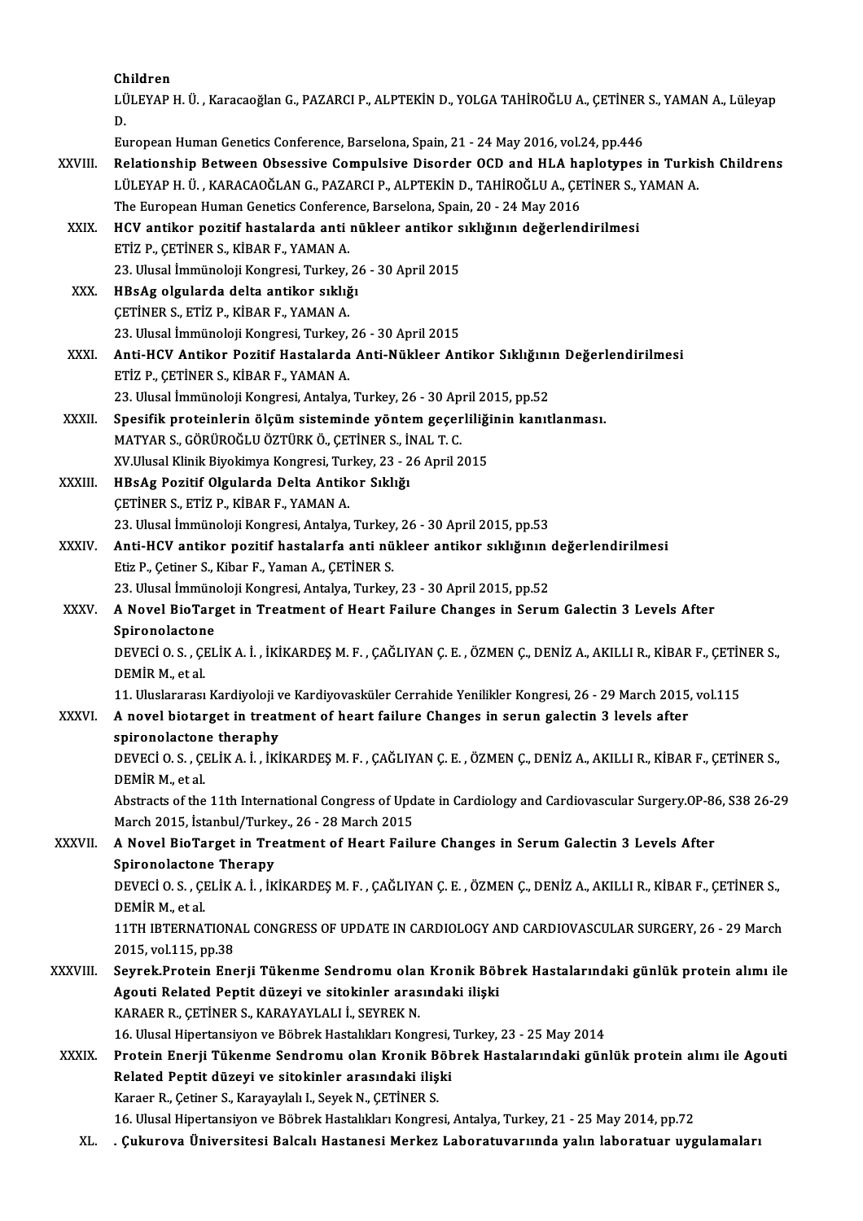Children
LÜLEYAP H. Ü. , Karacaoğlan G., PAZARCI P., ALPTEKİN D., YOLGA TAHİROĞLU A., ÇETİNER S., YAMAN A., Lüleyap D.
European Human Genetics Conference, Barselona, Spain, 21 - 24 May 2016, vol.24, pp.446

XXVIII. **Relationship Between Obsessive Compulsive Disorder OCD and HLA haplotypes in Turkish Childrens**
LÜLEYAP H. Ü. , KARACAOĞLAN G., PAZARCI P., ALPTEKİN D., TAHİROĞLU A., ÇETİNER S., YAMAN A.
The European Human Genetics Conference, Barselona, Spain, 20 - 24 May 2016

XXIX. **HCV antikor pozitif hastalarda anti nükleer antikor sıklığının değerlendirilmesi**
ETİZ P., ÇETİNER S., KİBAR F., YAMAN A.
23. Ulusal İmmünoloji Kongresi, Turkey, 26 - 30 April 2015

XXX. **HBsAg olgularda delta antikor sıklığı**
ÇETİNER S., ETİZ P., KİBAR F., YAMAN A.
23. Ulusal İmmünoloji Kongresi, Turkey, 26 - 30 April 2015

XXXI. **Anti-HCV Antikor Pozitif Hastalarda Anti-Nükleer Antikor Sıklığının Değerlendirilmesi**
ETİZ P., ÇETİNER S., KİBAR F., YAMAN A.
23. Ulusal İmmünoloji Kongresi, Antalya, Turkey, 26 - 30 April 2015, pp.52

XXXII. **Spesifik proteinlerin ölçüm sisteminde yöntem geçerliliğinin kanıtlanması.**
MATYAR S., GÖRÜROĞLU ÖZTÜRK Ö., ÇETİNER S., İNAL T. C.
XV.Ulusal Klinik Biyokimya Kongresi, Turkey, 23 - 26 April 2015

XXXIII. **HBsAg Pozitif Olgularda Delta Antikor Sıklığı**
ÇETİNER S., ETİZ P., KİBAR F., YAMAN A.
23. Ulusal İmmünoloji Kongresi, Antalya, Turkey, 26 - 30 April 2015, pp.53

XXXIV. **Anti-HCV antikor pozitif hastalarfa anti nükleer antikor sıklığının değerlendirilmesi**
Etiz P., Çetiner S., Kibar F., Yaman A., ÇETİNER S.
23. Ulusal İmmünoloji Kongresi, Antalya, Turkey, 23 - 30 April 2015, pp.52

XXXV. **A Novel BioTarget in Treatment of Heart Failure Changes in Serum Galectin 3 Levels After Spironolactone**
DEVECİ O. S. , ÇELİK A. İ. , İKİKARDEŞ M. F. , ÇAĞLIYAN Ç. E. , ÖZMEN Ç., DENİZ A., AKILLI R., KİBAR F., ÇETİNER S., DEMİR M., et al.
11. Uluslararası Kardiyoloji ve Kardiyovasküler Cerrahide Yenilikler Kongresi, 26 - 29 March 2015, vol.115

XXXVI. **A novel biotarget in treatment of heart failure Changes in serun galectin 3 levels after spironolactone theraphy**
DEVECİ O. S. , ÇELİK A. İ. , İKİKARDEŞ M. F. , ÇAĞLIYAN Ç. E. , ÖZMEN Ç., DENİZ A., AKILLI R., KİBAR F., ÇETİNER S., DEMİR M., et al.
Abstracts of the 11th International Congress of Update in Cardiology and Cardiovascular Surgery.OP-86, S38 26-29 March 2015, İstanbul/Turkey., 26 - 28 March 2015

XXXVII. **A Novel BioTarget in Treatment of Heart Failure Changes in Serum Galectin 3 Levels After Spironolactone Therapy**
DEVECİ O. S. , ÇELİK A. İ. , İKİKARDEŞ M. F. , ÇAĞLIYAN Ç. E. , ÖZMEN Ç., DENİZ A., AKILLI R., KİBAR F., ÇETİNER S., DEMİR M., et al.
11TH IBTERNATIONAL CONGRESS OF UPDATE IN CARDIOLOGY AND CARDIOVASCULAR SURGERY, 26 - 29 March 2015, vol.115, pp.38

XXXVIII. **Seyrek.Protein Enerji Tükenme Sendromu olan Kronik Böbrek Hastalarındaki günlük protein alımı ile Agouti Related Peptit düzeyi ve sitokinler arasındaki ilişki**
KARAER R., ÇETİNER S., KARAYAYLALI İ., SEYREK N.
16. Ulusal Hipertansiyon ve Böbrek Hastalıkları Kongresi, Turkey, 23 - 25 May 2014

XXXIX. **Protein Enerji Tükenme Sendromu olan Kronik Böbrek Hastalarındaki günlük protein alımı ile Agouti Related Peptit düzeyi ve sitokinler arasındaki ilişki**
Karaer R., Çetiner S., Karayaylalı I., Seyek N., ÇETİNER S.
16. Ulusal Hipertansiyon ve Böbrek Hastalıkları Kongresi, Antalya, Turkey, 21 - 25 May 2014, pp.72

XL. **. Çukurova Üniversitesi Balcalı Hastanesi Merkez Laboratuvarında yalın laboratuar uygulamaları**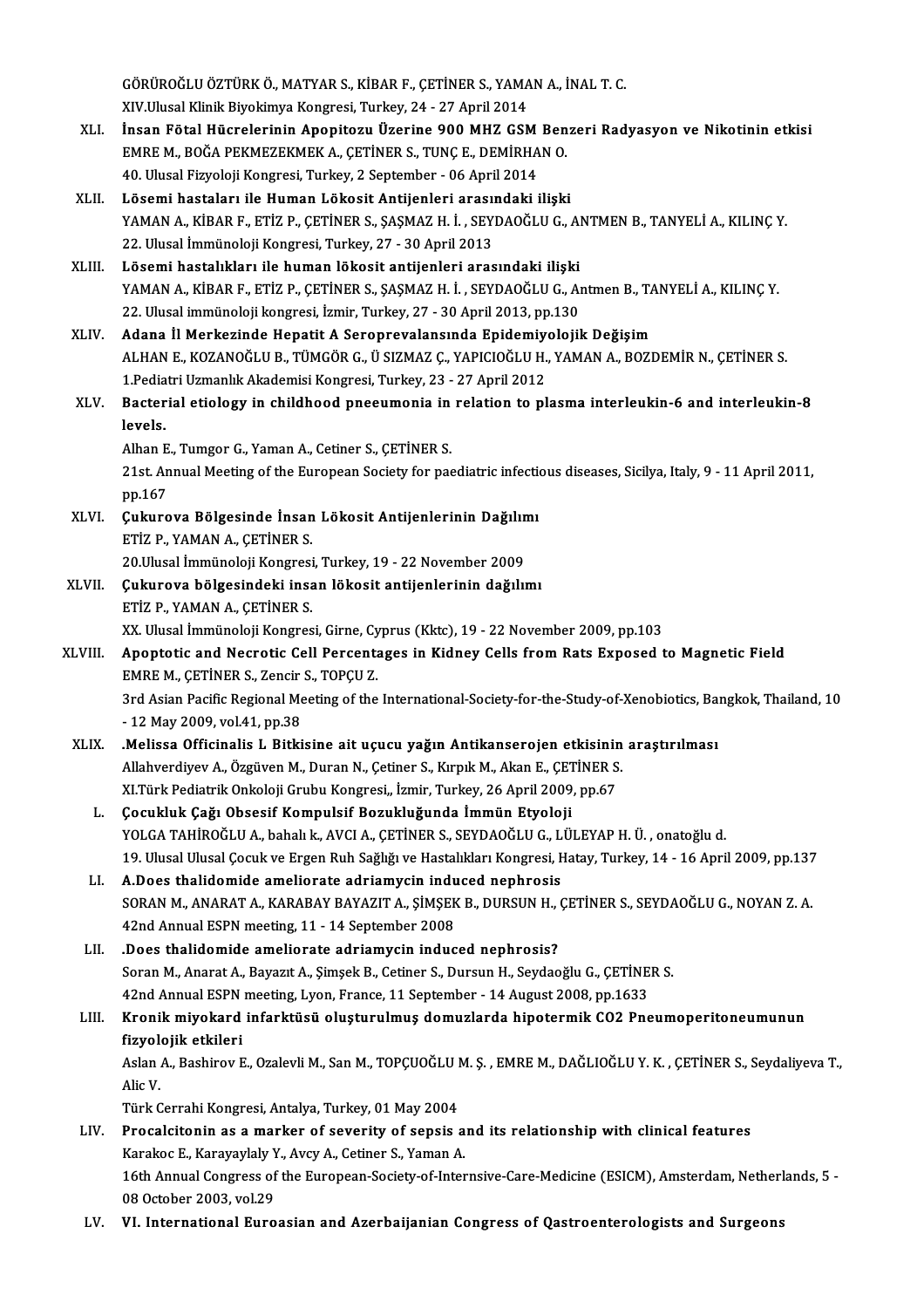GÖRÜROĞLU ÖZTÜRK Ö., MATYAR S., KİBAR F., ÇETİNER S., YAMAN A., İNAL T. C.
XIV.Ulusal Klinik Biyokimya Kongresi, Turkey, 24 - 27 April 2014

XLI. **İnsan Fötal Hücrelerinin Apopitozu Üzerine 900 MHZ GSM Benzeri Radyasyon ve Nikotinin etkisi**
EMRE M., BOĞA PEKMEZEKMEK A., ÇETİNER S., TUNÇ E., DEMİRHAN O.
40. Ulusal Fizyoloji Kongresi, Turkey, 2 September - 06 April 2014

XLII. **Lösemi hastaları ile Human Lökosit Antijenleri arasındaki ilişki**
YAMAN A., KİBAR F., ETİZ P., ÇETİNER S., ŞAŞMAZ H. İ. , SEYDAOĞLU G., ANTMEN B., TANYELİ A., KILINÇ Y.
22. Ulusal İmmünoloji Kongresi, Turkey, 27 - 30 April 2013

XLIII. **Lösemi hastalıkları ile human lökosit antijenleri arasındaki ilişki**
YAMAN A., KİBAR F., ETİZ P., ÇETİNER S., ŞAŞMAZ H. İ. , SEYDAOĞLU G., Antmen B., TANYELİ A., KILINÇ Y.
22. Ulusal immünoloji kongresi, İzmir, Turkey, 27 - 30 April 2013, pp.130

XLIV. **Adana İl Merkezinde Hepatit A Seroprevalansında Epidemiyolojik Değişim**
ALHAN E., KOZANOĞLU B., TÜMGÖR G., Ü SIZMAZ Ç., YAPICIOĞLU H., YAMAN A., BOZDEMİR N., ÇETİNER S.
1.Pediatri Uzmanlık Akademisi Kongresi, Turkey, 23 - 27 April 2012

XLV. **Bacterial etiology in childhood pneeumonia in relation to plasma interleukin-6 and interleukin-8 levels.**
Alhan E., Tumgor G., Yaman A., Cetiner S., ÇETİNER S.
21st. Annual Meeting of the European Society for paediatric infectious diseases, Sicilya, Italy, 9 - 11 April 2011, pp.167

XLVI. **Çukurova Bölgesinde İnsan Lökosit Antijenlerinin Dağılımı**
ETİZ P., YAMAN A., ÇETİNER S.
20.Ulusal İmmünoloji Kongresi, Turkey, 19 - 22 November 2009

XLVII. **Çukurova bölgesindeki insan lökosit antijenlerinin dağılımı**
ETİZ P., YAMAN A., ÇETİNER S.
XX. Ulusal İmmünoloji Kongresi, Girne, Cyprus (Kktc), 19 - 22 November 2009, pp.103

XLVIII. **Apoptotic and Necrotic Cell Percentages in Kidney Cells from Rats Exposed to Magnetic Field**
EMRE M., ÇETİNER S., Zencir S., TOPÇU Z.
3rd Asian Pacific Regional Meeting of the International-Society-for-the-Study-of-Xenobiotics, Bangkok, Thailand, 10 - 12 May 2009, vol.41, pp.38

XLIX. **.Melissa Officinalis L Bitkisine ait uçucu yağın Antikanserojen etkisinin araştırılması**
Allahverdiyev A., Özgüven M., Duran N., Çetiner S., Kırpık M., Akan E., ÇETİNER S.
XI.Türk Pediatrik Onkoloji Grubu Kongresi,, İzmir, Turkey, 26 April 2009, pp.67

L. **Çocukluk Çağı Obsesif Kompulsif Bozukluğunda İmmün Etyoloji**
YOLGA TAHİROĞLU A., bahalı k., AVCI A., ÇETİNER S., SEYDAOĞLU G., LÜLEYAP H. Ü. , onatoğlu d.
19. Ulusal Ulusal Çocuk ve Ergen Ruh Sağlığı ve Hastalıkları Kongresi, Hatay, Turkey, 14 - 16 April 2009, pp.137

LI. **A.Does thalidomide ameliorate adriamycin induced nephrosis**
SORAN M., ANARAT A., KARABAY BAYAZIT A., ŞİMŞEK B., DURSUN H., ÇETİNER S., SEYDAOĞLU G., NOYAN Z. A.
42nd Annual ESPN meeting, 11 - 14 September 2008

LII. **.Does thalidomide ameliorate adriamycin induced nephrosis?**
Soran M., Anarat A., Bayazıt A., Şimşek B., Cetiner S., Dursun H., Seydaoğlu G., ÇETİNER S.
42nd Annual ESPN meeting, Lyon, France, 11 September - 14 August 2008, pp.1633

LIII. **Kronik miyokard infarktüsü oluşturulmuş domuzlarda hipotermik CO2 Pneumoperitoneumunun fizyolojik etkileri**
Aslan A., Bashirov E., Ozalevli M., San M., TOPÇUOĞLU M. Ş. , EMRE M., DAĞLIOĞLU Y. K. , ÇETİNER S., Seydaliyeva T., Alic V.
Türk Cerrahi Kongresi, Antalya, Turkey, 01 May 2004

LIV. **Procalcitonin as a marker of severity of sepsis and its relationship with clinical features**
Karakoc E., Karayaylaly Y., Avcy A., Cetiner S., Yaman A.
16th Annual Congress of the European-Society-of-Internsive-Care-Medicine (ESICM), Amsterdam, Netherlands, 5 - 08 October 2003, vol.29

LV. **VI. International Euroasian and Azerbaijanian Congress of Qastroenterologists and Surgeons**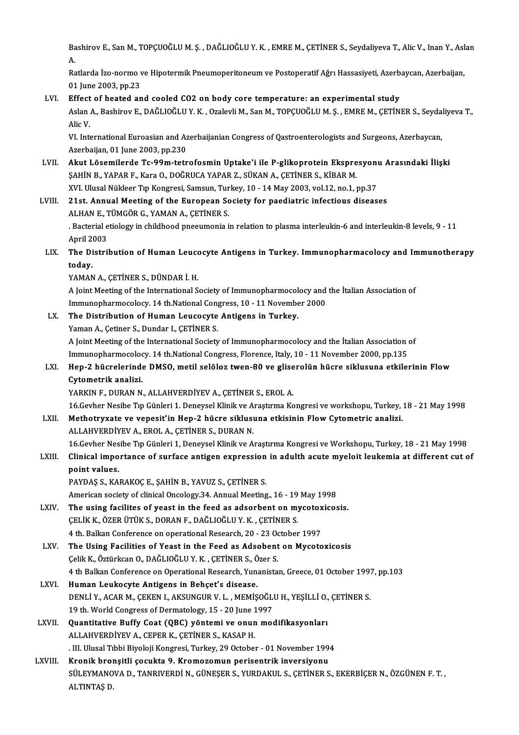Bashirov E., San M., TOPÇUOĞLU M. Ş. , DAĞLIOĞLU Y. K. , EMRE M., ÇETİNER S., Seydaliyeva T., Alic V., Inan Y., Aslan A.

Ratlarda İzo-normo ve Hipotermik Pneumoperitoneum ve Postoperatif Ağrı Hassasiyeti, Azerbaycan, Azerbaijan, 01 June 2003, pp.23

LVI. **Effect of heated and cooled CO2 on body core temperature: an experimental study**

Aslan A., Bashirov E., DAĞLIOĞLU Y. K. , Ozalevli M., San M., TOPÇUOĞLU M. Ş. , EMRE M., ÇETİNER S., Seydaliyeva T., Alic V.

VI. International Euroasian and Azerbaijanian Congress of Qastroenterologists and Surgeons, Azerbaycan, Azerbaijan, 01 June 2003, pp.230

LVII. **Akut Lösemilerde Tc-99m-tetrofosmin Uptake'i ile P-glikoprotein Ekspresyonu Arasındaki İlişki**

ŞAHİN B., YAPAR F., Kara O., DOĞRUCA YAPAR Z., SÜKAN A., ÇETİNER S., KİBAR M.

XVI. Ulusal Nükleer Tıp Kongresi, Samsun, Turkey, 10 - 14 May 2003, vol.12, no.1, pp.37

LVIII. **21st. Annual Meeting of the European Society for paediatric infectious diseases**

ALHAN E., TÜMGÖR G., YAMAN A., ÇETİNER S.

. Bacterial etiology in childhood pneeumonia in relation to plasma interleukin-6 and interleukin-8 levels, 9 - 11 April 2003

LIX. **The Distribution of Human Leucocyte Antigens in Turkey. Immunopharmacolocy and Immunotherapy today.**

YAMAN A., ÇETİNER S., DÜNDAR İ. H.

A Joint Meeting of the International Society of Immunopharmocolocy and the İtalian Association of Immunopharmocolocy. 14 th.National Congress, 10 - 11 November 2000

LX. **The Distribution of Human Leucocyte Antigens in Turkey.**

Yaman A., Çetiner S., Dundar I., ÇETİNER S.

A Joint Meeting of the International Society of Immunopharmocolocy and the İtalian Association of Immunopharmocolocy. 14 th.National Congress, Florence, Italy, 10 - 11 November 2000, pp.135

LXI. **Hep-2 hücrelerinde DMSO, metil selöloz twen-80 ve gliserolün hücre siklusuna etkilerinin Flow Cytometrik analizi.**

YARKIN F., DURAN N., ALLAHVERDİYEV A., ÇETİNER S., EROL A.

16.Gevher Nesibe Tıp Günleri 1. Deneysel Klinik ve Araştırma Kongresi ve workshopu, Turkey, 18 - 21 May 1998

LXII. **Methotryxate ve vepesit'in Hep-2 hücre siklusuna etkisinin Flow Cytometric analizi.**

ALLAHVERDİYEV A., EROL A., ÇETİNER S., DURAN N.

16.Gevher Nesibe Tıp Günleri 1, Deneysel Klinik ve Araştırma Kongresi ve Workshopu, Turkey, 18 - 21 May 1998

LXIII. **Clinical importance of surface antigen expression in adulth acute myeloit leukemia at different cut of point values.**

PAYDAŞ S., KARAKOÇ E., ŞAHİN B., YAVUZ S., ÇETİNER S.

American society of clinical Oncology.34. Annual Meeting., 16 - 19 May 1998

LXIV. **The using facilites of yeast in the feed as adsorbent on mycotoxicosis.**

ÇELİK K., ÖZER ÜTÜK S., DORAN F., DAĞLIOĞLU Y. K. , ÇETİNER S.

4 th. Balkan Conference on operational Research, 20 - 23 October 1997

LXV. **The Using Facilities of Yeast in the Feed as Adsobent on Mycotoxicosis**

Çelik K., Öztürkcan O., DAĞLIOĞLU Y. K. , ÇETİNER S., Özer S.

4 th Balkan Conference on Operational Research, Yunanistan, Greece, 01 October 1997, pp.103

LXVI. **Human Leukocyte Antigens in Behçet's disease.**

DENLİ Y., ACAR M., ÇEKEN I., AKSUNGUR V. L. , MEMİŞOĞLU H., YEŞİLLİ O., ÇETİNER S.

19 th. World Congress of Dermatology, 15 - 20 June 1997

LXVII. **Quantitative Buffy Coat (QBC) yöntemi ve onun modifikasyonları**

ALLAHVERDİYEV A., CEPER K., ÇETİNER S., KASAP H.

. III. Ulusal Tıbbi Biyoloji Kongresi, Turkey, 29 October - 01 November 1994

LXVIII. **Kronik bronşitli çocukta 9. Kromozomun perisentrik inversiyonu**

SÜLEYMANOVA D., TANRIVERDİ N., GÜNEŞER S., YURDAKUL S., ÇETİNER S., EKERBİÇER N., ÖZGÜNEN F. T. , ALTINTAŞ D.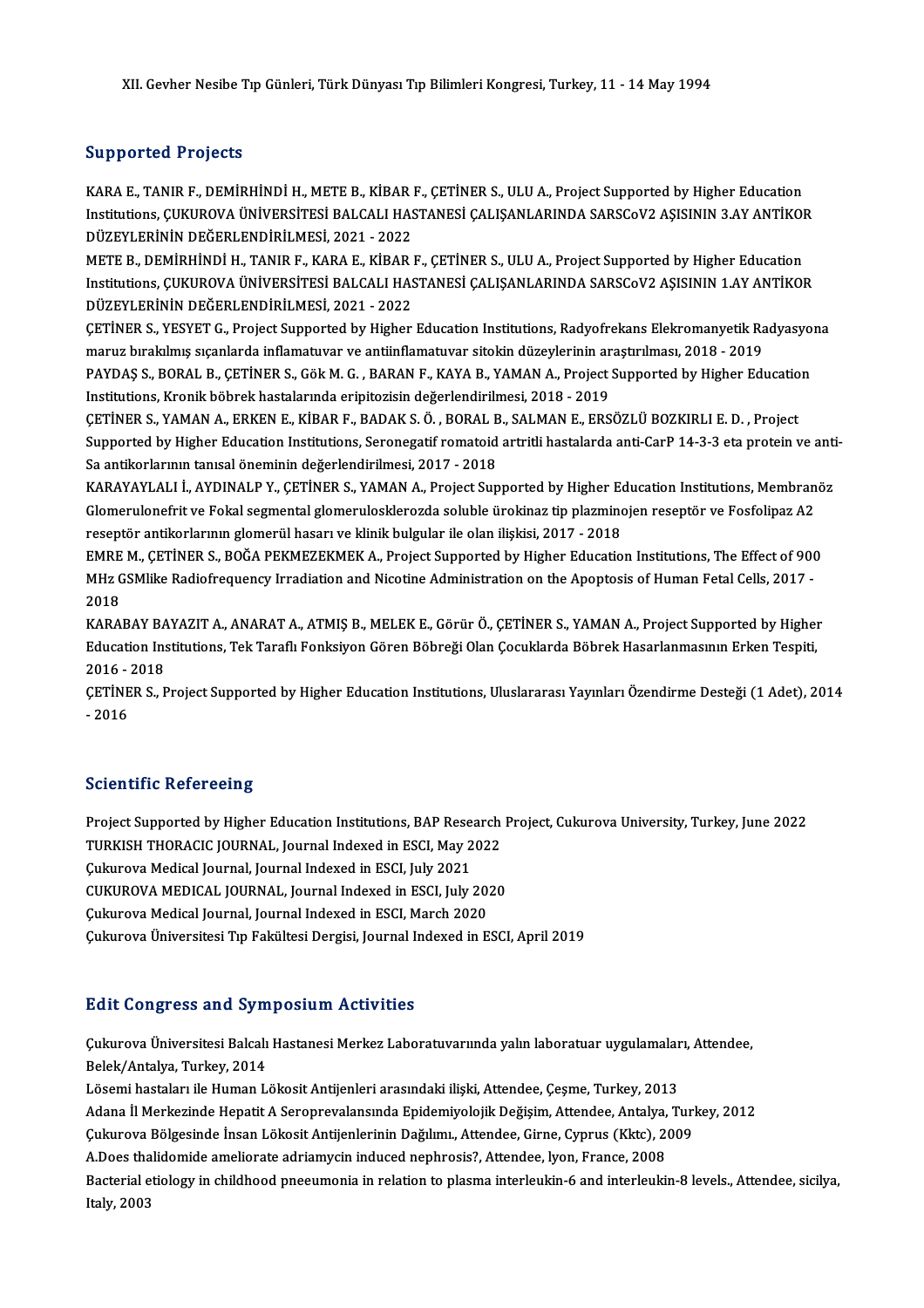XII. Gevher Nesibe Tıp Günleri, Türk Dünyası Tıp Bilimleri Kongresi, Turkey, 11 - 14 May 1994

## Supported Projects

KARA E., TANIR F., DEMİRHİNDİ H., METE B., KİBAR F., ÇETİNER S., ULU A., Project Supported by Higher Education Institutions, ÇUKUROVA ÜNİVERSİTESİ BALCALI HASTANESİ ÇALIŞANLARINDA SARSCoV2 AŞISININ 3.AY ANTİKOR DÜZEYLERİNİN DEĞERLENDİRİLMESİ, 2021 - 2022

METE B., DEMİRHİNDİ H., TANIR F., KARA E., KİBAR F., ÇETİNER S., ULU A., Project Supported by Higher Education Institutions, ÇUKUROVA ÜNİVERSİTESİ BALCALI HASTANESİ ÇALIŞANLARINDA SARSCoV2 AŞISININ 1.AY ANTİKOR DÜZEYLERİNİN DEĞERLENDİRİLMESİ, 2021 - 2022

ÇETİNER S., YESYET G., Project Supported by Higher Education Institutions, Radyofrekans Elekromanyetik Radyasyona maruz bırakılmış sıçanlarda inflamatuvar ve antiinflamatuvar sitokin düzeylerinin araştırılması, 2018 - 2019

PAYDAŞ S., BORAL B., ÇETİNER S., Gök M. G. , BARAN F., KAYA B., YAMAN A., Project Supported by Higher Education Institutions, Kronik böbrek hastalarında eripitozisin değerlendirilmesi, 2018 - 2019

ÇETİNER S., YAMAN A., ERKEN E., KİBAR F., BADAK S. Ö. , BORAL B., SALMAN E., ERSÖZLÜ BOZKIRLI E. D. , Project Supported by Higher Education Institutions, Seronegatif romatoid artritli hastalarda anti-CarP 14-3-3 eta protein ve anti-Sa antikorlarının tanısal öneminin değerlendirilmesi, 2017 - 2018

KARAYAYLALI İ., AYDINALP Y., ÇETİNER S., YAMAN A., Project Supported by Higher Education Institutions, Membranöz Glomerulonefrit ve Fokal segmental glomerulosklerozda soluble ürokinaz tip plazminojen reseptör ve Fosfolipaz A2 reseptör antikorlarının glomerül hasarı ve klinik bulgular ile olan ilişkisi, 2017 - 2018

EMRE M., ÇETİNER S., BOĞA PEKMEZEKMEK A., Project Supported by Higher Education Institutions, The Effect of 900 MHz GSMlike Radiofrequency Irradiation and Nicotine Administration on the Apoptosis of Human Fetal Cells, 2017 - 2018

KARABAY BAYAZIT A., ANARAT A., ATMIŞ B., MELEK E., Görür Ö., ÇETİNER S., YAMAN A., Project Supported by Higher Education Institutions, Tek Taraflı Fonksiyon Gören Böbreği Olan Çocuklarda Böbrek Hasarlanmasının Erken Tespiti, 2016 - 2018

ÇETİNER S., Project Supported by Higher Education Institutions, Uluslararası Yayınları Özendirme Desteği (1 Adet), 2014 - 2016

## Scientific Refereeing

Project Supported by Higher Education Institutions, BAP Research Project, Cukurova University, Turkey, June 2022

TURKISH THORACIC JOURNAL, Journal Indexed in ESCI, May 2022

Çukurova Medical Journal, Journal Indexed in ESCI, July 2021

CUKUROVA MEDICAL JOURNAL, Journal Indexed in ESCI, July 2020

Çukurova Medical Journal, Journal Indexed in ESCI, March 2020

Çukurova Üniversitesi Tıp Fakültesi Dergisi, Journal Indexed in ESCI, April 2019

## Edit Congress and Symposium Activities

Çukurova Üniversitesi Balcalı Hastanesi Merkez Laboratuvarında yalın laboratuar uygulamaları, Attendee, Belek/Antalya, Turkey, 2014

Lösemi hastaları ile Human Lökosit Antijenleri arasındaki ilişki, Attendee, Çeşme, Turkey, 2013

Adana İl Merkezinde Hepatit A Seroprevalansında Epidemiyolojik Değişim, Attendee, Antalya, Turkey, 2012

Çukurova Bölgesinde İnsan Lökosit Antijenlerinin Dağılımı., Attendee, Girne, Cyprus (Kktc), 2009

A.Does thalidomide ameliorate adriamycin induced nephrosis?, Attendee, lyon, France, 2008

Bacterial etiology in childhood pneeumonia in relation to plasma interleukin-6 and interleukin-8 levels., Attendee, sicilya, Italy, 2003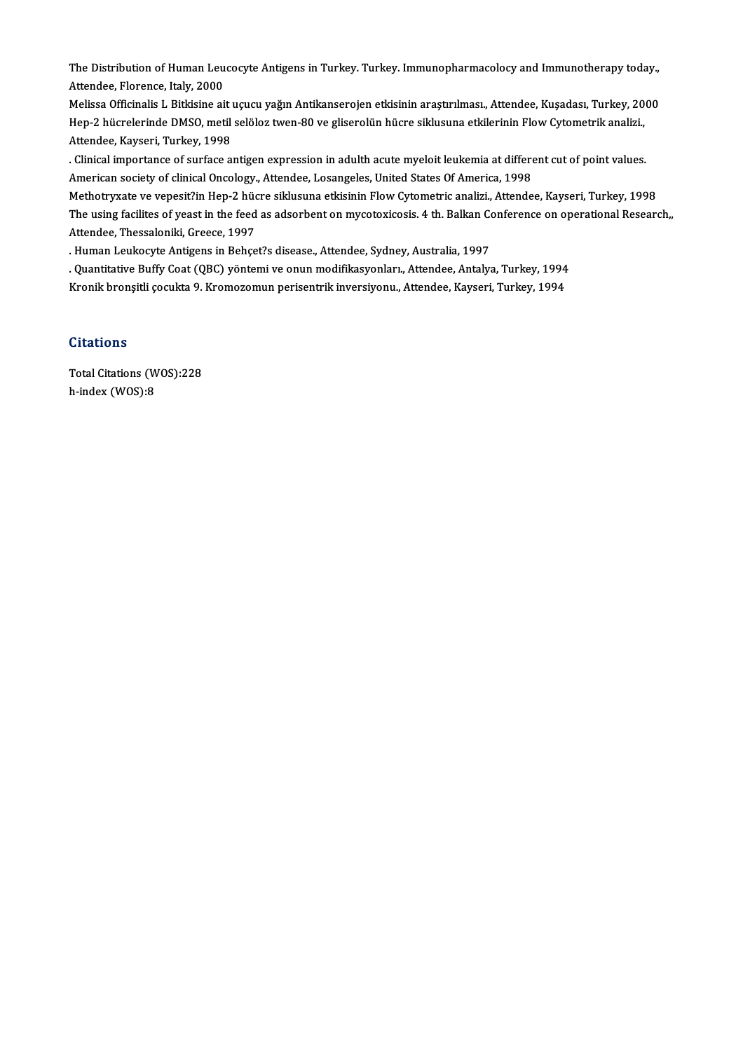The Distribution of Human Leucocyte Antigens in Turkey. Turkey. Immunopharmacolocy and Immunotherapy today., Attendee, Florence, Italy, 2000

Melissa Officinalis L Bitkisine ait uçucu yağın Antikanserojen etkisinin araştırılması., Attendee, Kuşadası, Turkey, 2000

Hep-2 hücrelerinde DMSO, metil selöloz twen-80 ve gliserolün hücre siklusuna etkilerinin Flow Cytometrik analizi., Attendee, Kayseri, Turkey, 1998

. Clinical importance of surface antigen expression in adulth acute myeloit leukemia at different cut of point values. American society of clinical Oncology., Attendee, Losangeles, United States Of America, 1998

Methotryxate ve vepesit?in Hep-2 hücre siklusuna etkisinin Flow Cytometric analizi., Attendee, Kayseri, Turkey, 1998

The using facilites of yeast in the feed as adsorbent on mycotoxicosis. 4 th. Balkan Conference on operational Research,, Attendee, Thessaloniki, Greece, 1997

. Human Leukocyte Antigens in Behçet?s disease., Attendee, Sydney, Australia, 1997

. Quantitative Buffy Coat (QBC) yöntemi ve onun modifikasyonları., Attendee, Antalya, Turkey, 1994

Kronik bronşitli çocukta 9. Kromozomun perisentrik inversiyonu., Attendee, Kayseri, Turkey, 1994

## Citations

Total Citations (WOS):228

h-index (WOS):8